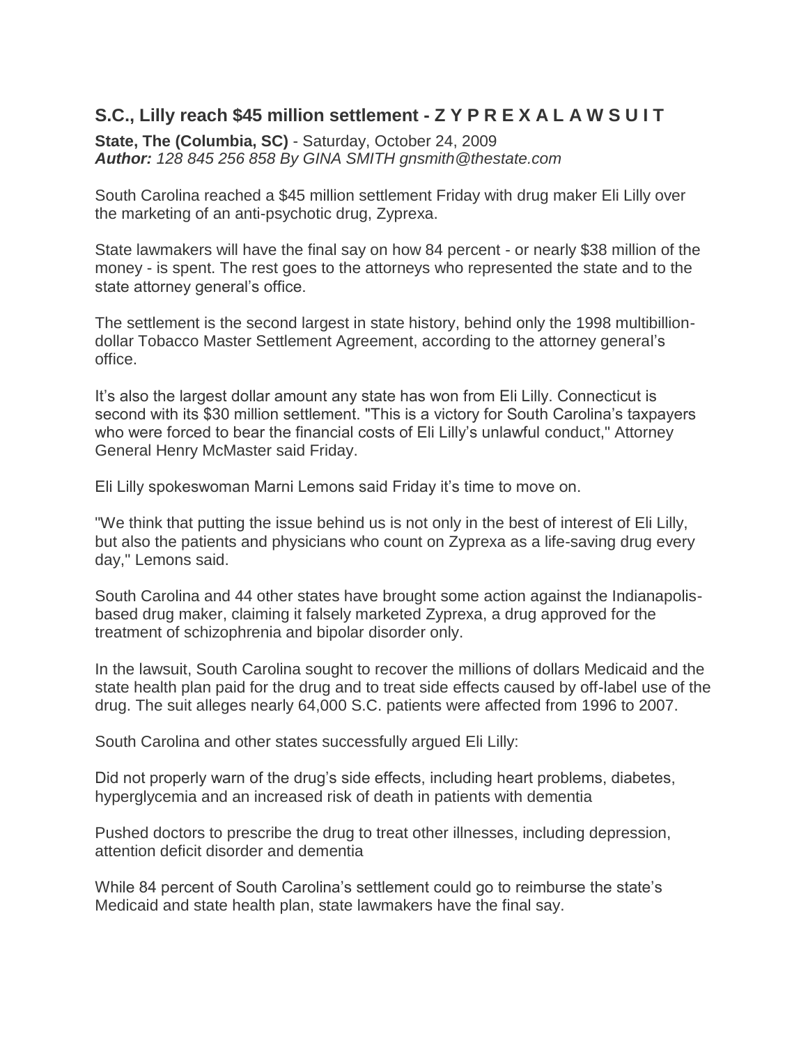## S.C., Lilly reach $45 million settlement - Z Y P R E X A L A W S U I T

**State, The (Columbia, SC)** - Saturday, October 24, 2009
***Author:** 128 845 256 858 By GINA SMITH gnsmith@thestate.com*

South Carolina reached a $45 million settlement Friday with drug maker Eli Lilly over the marketing of an anti-psychotic drug, Zyprexa.

State lawmakers will have the final say on how 84 percent - or nearly $38 million of the money - is spent. The rest goes to the attorneys who represented the state and to the state attorney general's office.

The settlement is the second largest in state history, behind only the 1998 multibillion-dollar Tobacco Master Settlement Agreement, according to the attorney general's office.

It's also the largest dollar amount any state has won from Eli Lilly. Connecticut is second with its $30 million settlement. "This is a victory for South Carolina's taxpayers who were forced to bear the financial costs of Eli Lilly's unlawful conduct," Attorney General Henry McMaster said Friday.

Eli Lilly spokeswoman Marni Lemons said Friday it's time to move on.

"We think that putting the issue behind us is not only in the best of interest of Eli Lilly, but also the patients and physicians who count on Zyprexa as a life-saving drug every day," Lemons said.

South Carolina and 44 other states have brought some action against the Indianapolis-based drug maker, claiming it falsely marketed Zyprexa, a drug approved for the treatment of schizophrenia and bipolar disorder only.

In the lawsuit, South Carolina sought to recover the millions of dollars Medicaid and the state health plan paid for the drug and to treat side effects caused by off-label use of the drug. The suit alleges nearly 64,000 S.C. patients were affected from 1996 to 2007.

South Carolina and other states successfully argued Eli Lilly:

Did not properly warn of the drug's side effects, including heart problems, diabetes, hyperglycemia and an increased risk of death in patients with dementia

Pushed doctors to prescribe the drug to treat other illnesses, including depression, attention deficit disorder and dementia

While 84 percent of South Carolina's settlement could go to reimburse the state's Medicaid and state health plan, state lawmakers have the final say.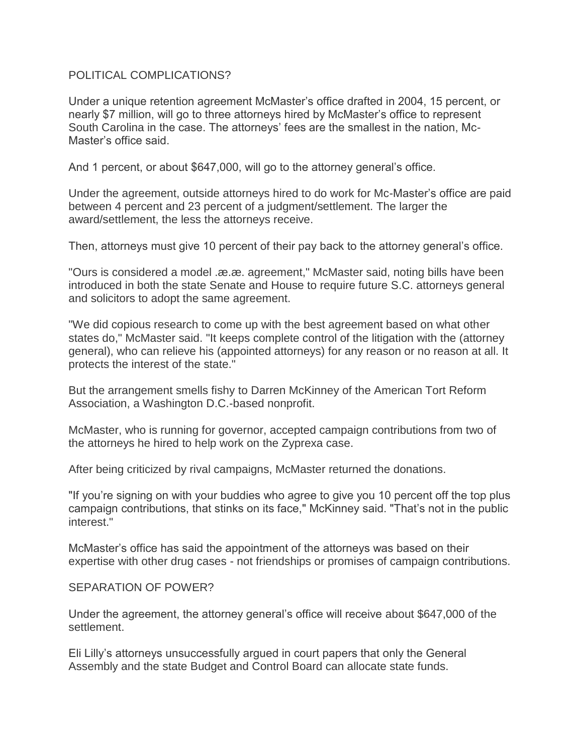## POLITICAL COMPLICATIONS?

Under a unique retention agreement McMaster's office drafted in 2004, 15 percent, or nearly $7 million, will go to three attorneys hired by McMaster's office to represent South Carolina in the case. The attorneys' fees are the smallest in the nation, Mc-Master's office said.

And 1 percent, or about $647,000, will go to the attorney general's office.

Under the agreement, outside attorneys hired to do work for Mc-Master's office are paid between 4 percent and 23 percent of a judgment/settlement. The larger the award/settlement, the less the attorneys receive.

Then, attorneys must give 10 percent of their pay back to the attorney general's office.

"Ours is considered a model .æ.æ. agreement," McMaster said, noting bills have been introduced in both the state Senate and House to require future S.C. attorneys general and solicitors to adopt the same agreement.

"We did copious research to come up with the best agreement based on what other states do," McMaster said. "It keeps complete control of the litigation with the (attorney general), who can relieve his (appointed attorneys) for any reason or no reason at all. It protects the interest of the state."

But the arrangement smells fishy to Darren McKinney of the American Tort Reform Association, a Washington D.C.-based nonprofit.

McMaster, who is running for governor, accepted campaign contributions from two of the attorneys he hired to help work on the Zyprexa case.

After being criticized by rival campaigns, McMaster returned the donations.

"If you're signing on with your buddies who agree to give you 10 percent off the top plus campaign contributions, that stinks on its face," McKinney said. "That's not in the public interest."

McMaster's office has said the appointment of the attorneys was based on their expertise with other drug cases - not friendships or promises of campaign contributions.

## SEPARATION OF POWER?

Under the agreement, the attorney general's office will receive about $647,000 of the settlement.

Eli Lilly's attorneys unsuccessfully argued in court papers that only the General Assembly and the state Budget and Control Board can allocate state funds.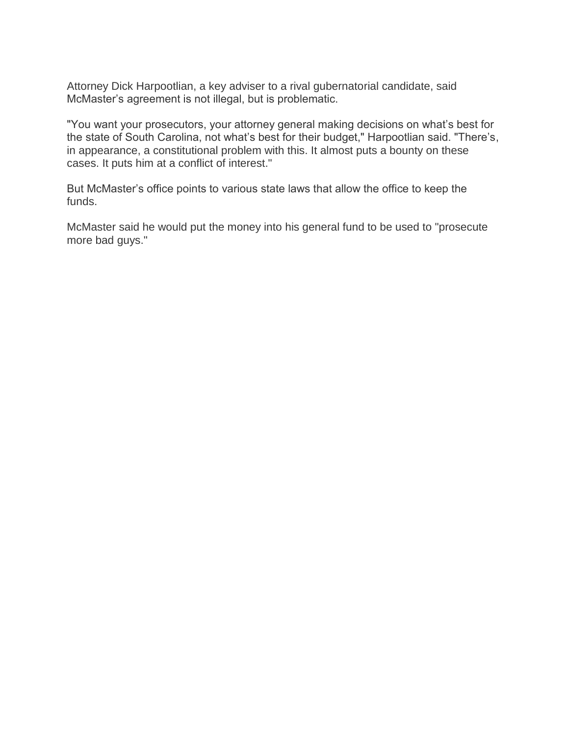Attorney Dick Harpootlian, a key adviser to a rival gubernatorial candidate, said McMaster's agreement is not illegal, but is problematic.

"You want your prosecutors, your attorney general making decisions on what's best for the state of South Carolina, not what's best for their budget," Harpootlian said. "There's, in appearance, a constitutional problem with this. It almost puts a bounty on these cases. It puts him at a conflict of interest."

But McMaster's office points to various state laws that allow the office to keep the funds.

McMaster said he would put the money into his general fund to be used to "prosecute more bad guys."